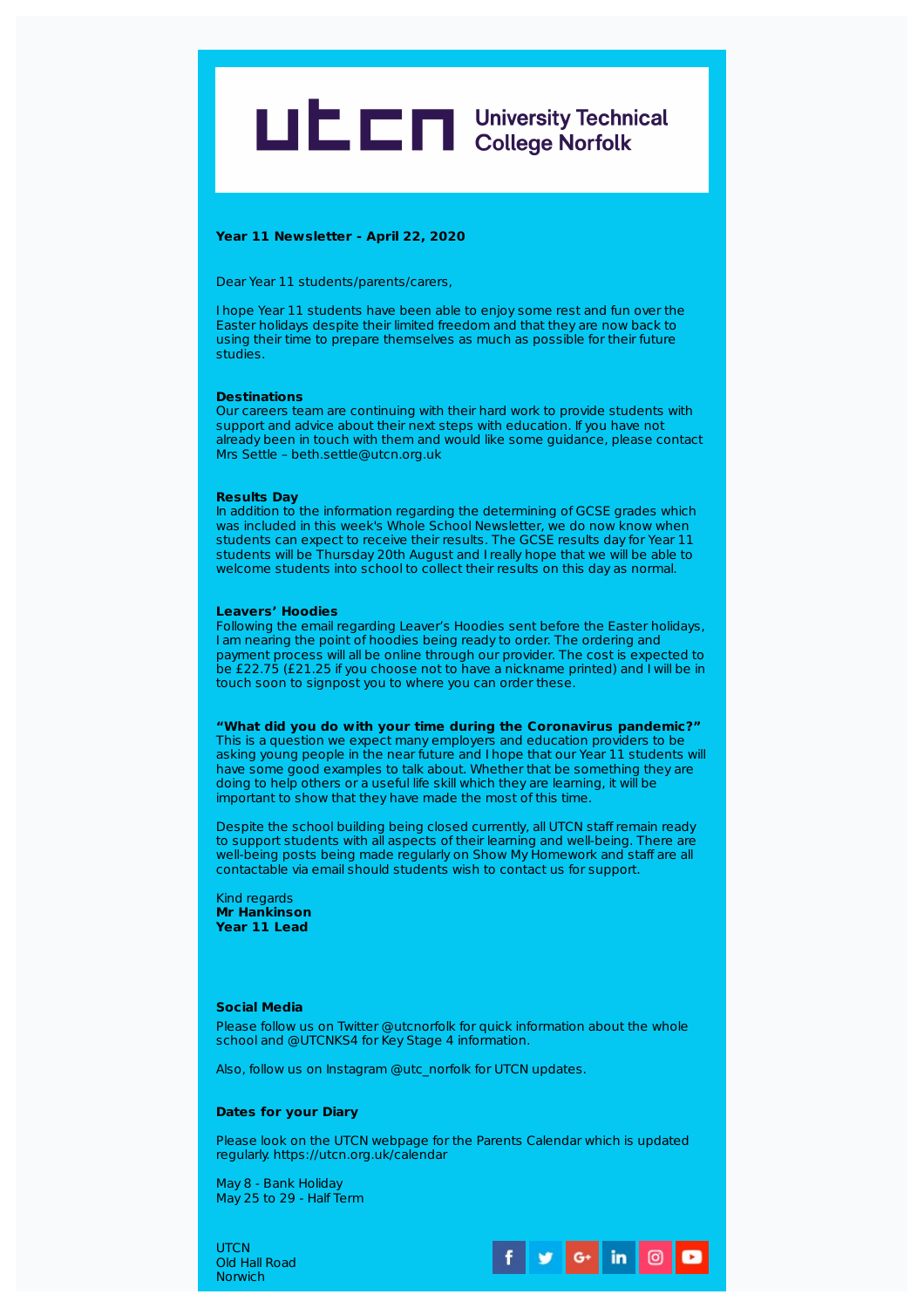# University Technical College Norfolk

**Year 11 Newsletter - April 22, 2020**

Dear Year 11 students/parents/carers,

I hope Year 11 students have been able to enjoy some rest and fun over the Easter holidays despite their limited freedom and that they are now back to using their time to prepare themselves as much as possible for their future studies.

**Destinations**
Our careers team are continuing with their hard work to provide students with support and advice about their next steps with education. If you have not already been in touch with them and would like some guidance, please contact Mrs Settle – beth.settle@utcn.org.uk

**Results Day**
In addition to the information regarding the determining of GCSE grades which was included in this week's Whole School Newsletter, we do now know when students can expect to receive their results. The GCSE results day for Year 11 students will be Thursday 20th August and I really hope that we will be able to welcome students into school to collect their results on this day as normal.

**Leavers' Hoodies**
Following the email regarding Leaver's Hoodies sent before the Easter holidays, I am nearing the point of hoodies being ready to order. The ordering and payment process will all be online through our provider. The cost is expected to be £22.75 (£21.25 if you choose not to have a nickname printed) and I will be in touch soon to signpost you to where you can order these.

**"What did you do with your time during the Coronavirus pandemic?"**
This is a question we expect many employers and education providers to be asking young people in the near future and I hope that our Year 11 students will have some good examples to talk about. Whether that be something they are doing to help others or a useful life skill which they are learning, it will be important to show that they have made the most of this time.

Despite the school building being closed currently, all UTCN staff remain ready to support students with all aspects of their learning and well-being. There are well-being posts being made regularly on Show My Homework and staff are all contactable via email should students wish to contact us for support.

Kind regards
**Mr Hankinson**
**Year 11 Lead**

**Social Media**

Please follow us on Twitter @utcnorfolk for quick information about the whole school and @UTCNKS4 for Key Stage 4 information.

Also, follow us on Instagram @utc_norfolk for UTCN updates.

**Dates for your Diary**

Please look on the UTCN webpage for the Parents Calendar which is updated regularly. https://utcn.org.uk/calendar

May 8 - Bank Holiday
May 25 to 29 - Half Term

UTCN
Old Hall Road
Norwich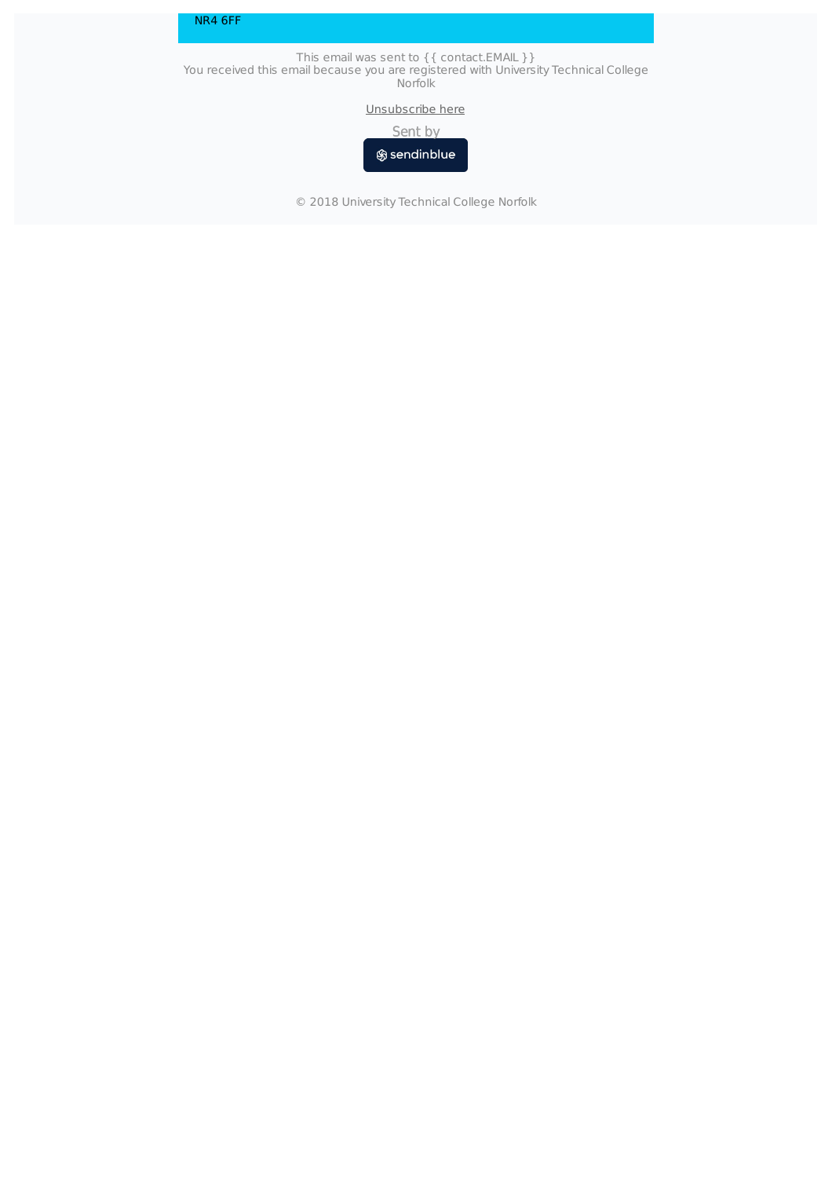NR4 6FF

This email was sent to {{ contact.EMAIL }}
You received this email because you are registered with University Technical College Norfolk

Unsubscribe here

Sent by

sendinblue

© 2018 University Technical College Norfolk